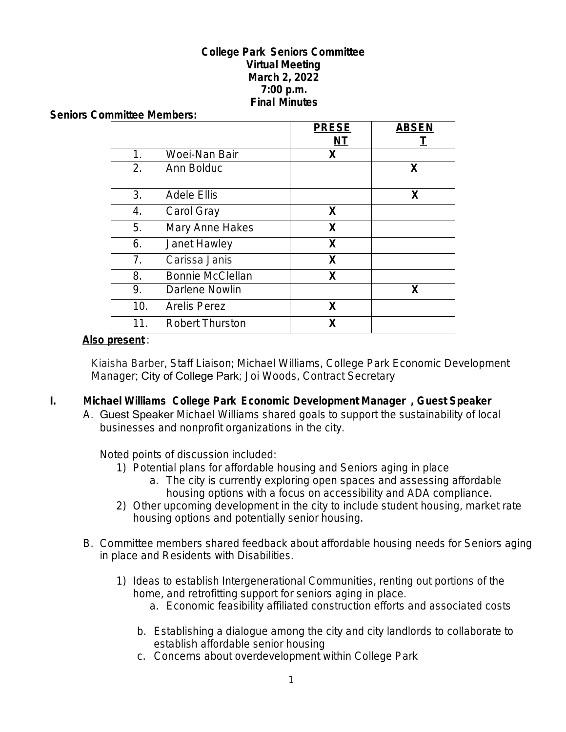**College Park Seniors Committee**
**Virtual Meeting**
**March 2, 2022**
**7:00 p.m.**
**Final Minutes**

**Seniors Committee Members:**

| | | PRESENT | ABSENT |
|---|---|---|---|
| 1. | Woei-Nan Bair | X | |
| 2. | Ann Bolduc | | X |
| 3. | Adele Ellis | | X |
| 4. | Carol Gray | X | |
| 5. | Mary Anne Hakes | X | |
| 6. | Janet Hawley | X | |
| 7. | Carissa Janis | X | |
| 8. | Bonnie McClellan | X | |
| 9. | Darlene Nowlin | | X |
| 10. | Arelis Perez | X | |
| 11. | Robert Thurston | X | |

**Also present**:

Kiaisha Barber, Staff Liaison; Michael Williams, College Park Economic Development Manager; City of College Park; Joi Woods, Contract Secretary

## I. Michael Williams College Park Economic Development Manager , Guest Speaker

A. Guest Speaker Michael Williams shared goals to support the sustainability of local businesses and nonprofit organizations in the city.

Noted points of discussion included:

1) Potential plans for affordable housing and Seniors aging in place
   a. The city is currently exploring open spaces and assessing affordable housing options with a focus on accessibility and ADA compliance.
2) Other upcoming development in the city to include student housing, market rate housing options and potentially senior housing.

B. Committee members shared feedback about affordable housing needs for Seniors aging in place and Residents with Disabilities.

1) Ideas to establish Intergenerational Communities, renting out portions of the home, and retrofitting support for seniors aging in place.
   a. Economic feasibility affiliated construction efforts and associated costs
   b. Establishing a dialogue among the city and city landlords to collaborate to establish affordable senior housing
   c. Concerns about overdevelopment within College Park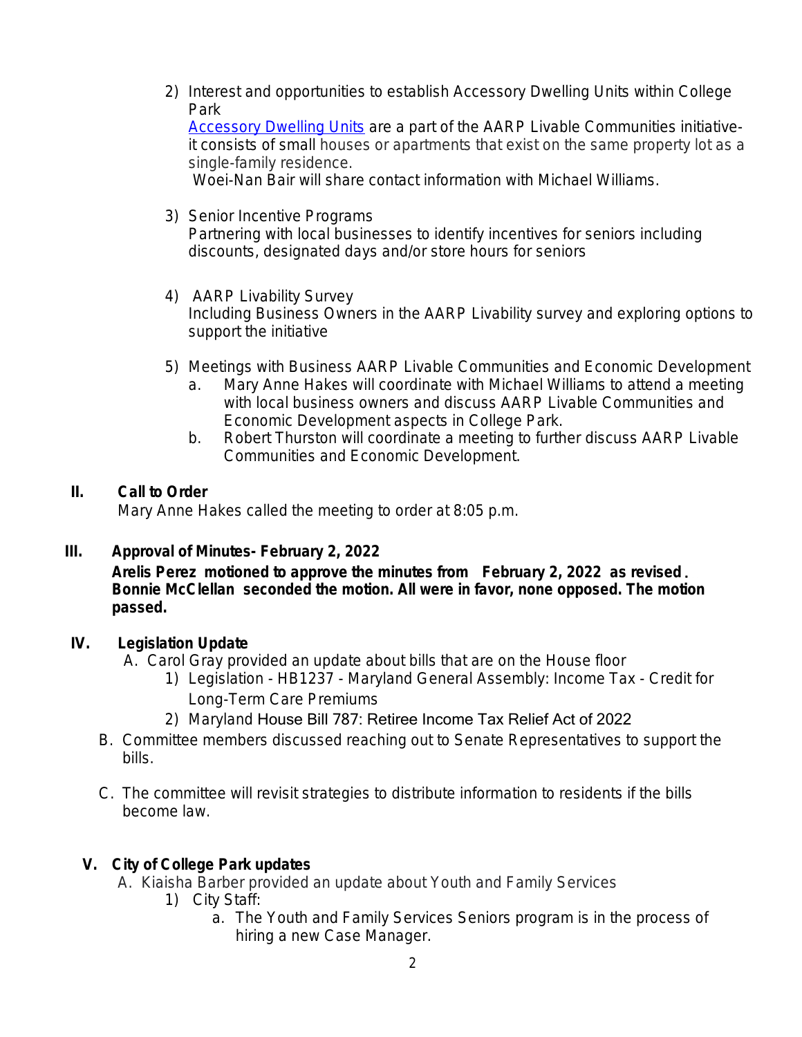2) Interest and opportunities to establish Accessory Dwelling Units within College Park

   Accessory Dwelling Units are a part of the AARP Livable Communities initiative- it consists of small houses or apartments that exist on the same property lot as a single-family residence.

   Woei-Nan Bair will share contact information with Michael Williams.

3) Senior Incentive Programs

   Partnering with local businesses to identify incentives for seniors including discounts, designated days and/or store hours for seniors

4) AARP Livability Survey

   Including Business Owners in the AARP Livability survey and exploring options to support the initiative

5) Meetings with Business AARP Livable Communities and Economic Development
   a. Mary Anne Hakes will coordinate with Michael Williams to attend a meeting with local business owners and discuss AARP Livable Communities and Economic Development aspects in College Park.
   b. Robert Thurston will coordinate a meeting to further discuss AARP Livable Communities and Economic Development.

## II. Call to Order

Mary Anne Hakes called the meeting to order at 8:05 p.m.

## III. Approval of Minutes- February 2, 2022

**Arelis Perez motioned to approve the minutes from February 2, 2022 as revised. Bonnie McClellan seconded the motion. All were in favor, none opposed. The motion passed.**

## IV. Legislation Update

A. Carol Gray provided an update about bills that are on the House floor
   1) Legislation - HB1237 - Maryland General Assembly: Income Tax - Credit for Long-Term Care Premiums
   2) Maryland House Bill 787: Retiree Income Tax Relief Act of 2022

B. Committee members discussed reaching out to Senate Representatives to support the bills.

C. The committee will revisit strategies to distribute information to residents if the bills become law.

## V. City of College Park updates

A. Kiaisha Barber provided an update about Youth and Family Services
   1) City Staff:
      a. The Youth and Family Services Seniors program is in the process of hiring a new Case Manager.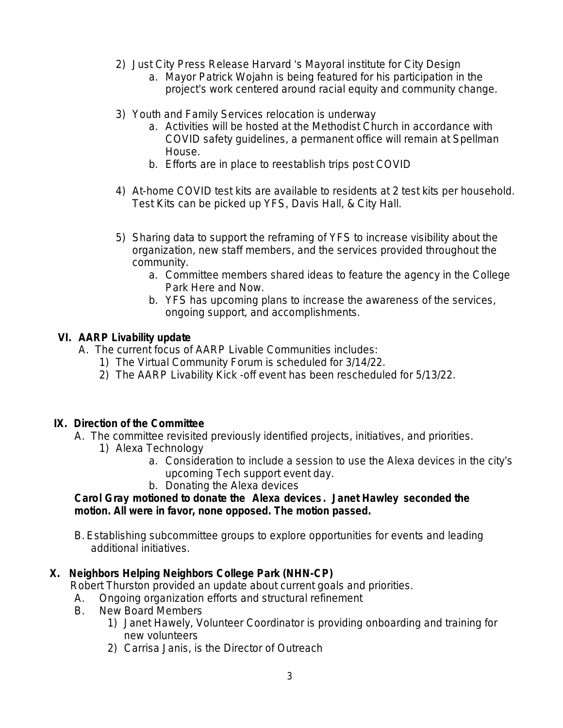2) Just City Press Release Harvard 's Mayoral institute for City Design
    a. Mayor Patrick Wojahn is being featured for his participation in the project's work centered around racial equity and community change.

3) Youth and Family Services relocation is underway
    a. Activities will be hosted at the Methodist Church in accordance with COVID safety guidelines, a permanent office will remain at Spellman House.
    b. Efforts are in place to reestablish trips post COVID

4) At-home COVID test kits are available to residents at 2 test kits per household. Test Kits can be picked up YFS, Davis Hall, & City Hall.

5) Sharing data to support the reframing of YFS to increase visibility about the organization, new staff members, and the services provided throughout the community.
    a. Committee members shared ideas to feature the agency in the College Park Here and Now.
    b. YFS has upcoming plans to increase the awareness of the services, ongoing support, and accomplishments.

## VI. AARP Livability update

A. The current focus of AARP Livable Communities includes:
  1) The Virtual Community Forum is scheduled for 3/14/22.
  2) The AARP Livability Kick -off event has been rescheduled for 5/13/22.

## IX. Direction of the Committee

A. The committee revisited previously identified projects, initiatives, and priorities.
  1) Alexa Technology
    a. Consideration to include a session to use the Alexa devices in the city's upcoming Tech support event day.
    b. Donating the Alexa devices

**Carol Gray motioned to donate the Alexa devices. Janet Hawley seconded the motion. All were in favor, none opposed. The motion passed.**

B. Establishing subcommittee groups to explore opportunities for events and leading additional initiatives.

## X. Neighbors Helping Neighbors College Park (NHN-CP)

Robert Thurston provided an update about current goals and priorities.

A. Ongoing organization efforts and structural refinement
B. New Board Members
  1) Janet Hawely, Volunteer Coordinator is providing onboarding and training for new volunteers
  2) Carrisa Janis, is the Director of Outreach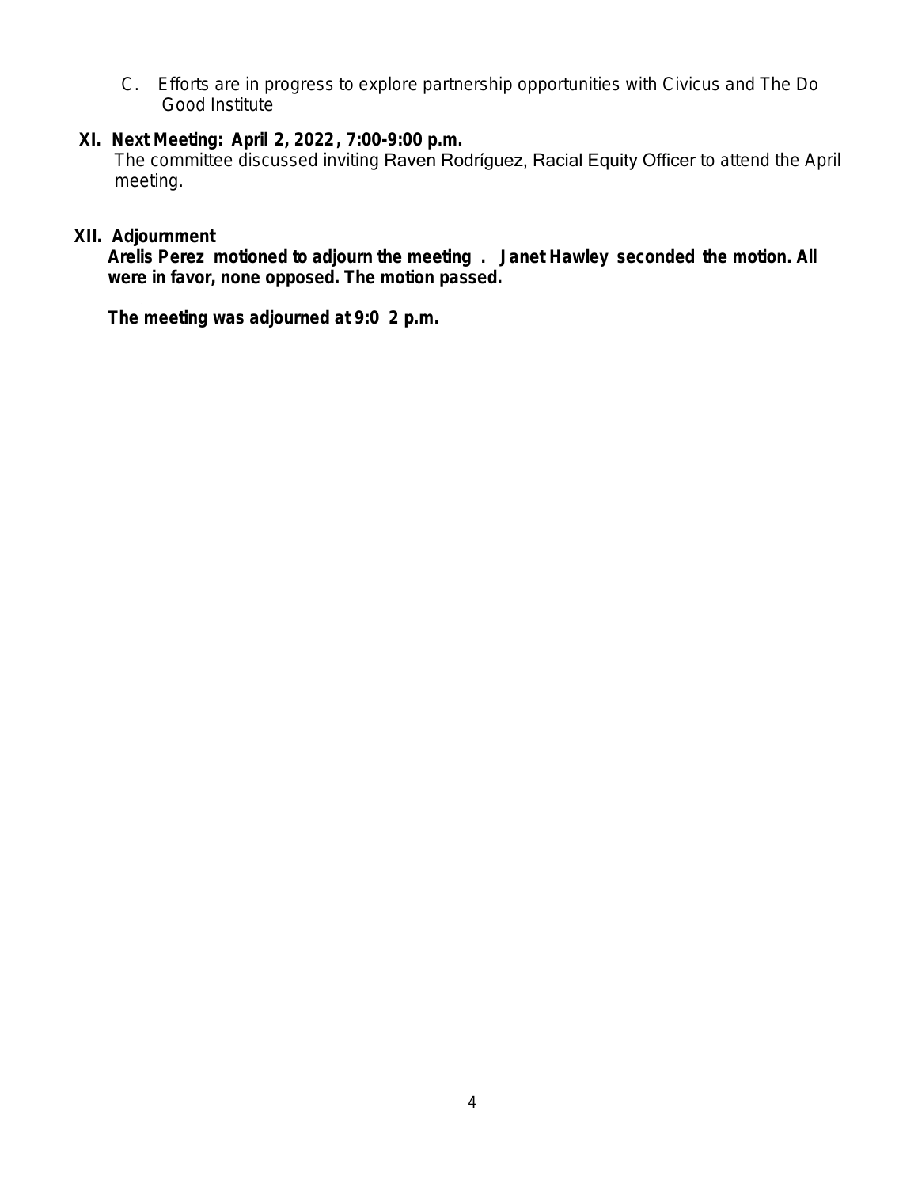C. Efforts are in progress to explore partnership opportunities with Civicus and The Do Good Institute

**XI. Next Meeting: April 2, 2022, 7:00-9:00 p.m.**

The committee discussed inviting Raven Rodríguez, Racial Equity Officer to attend the April meeting.

**XII. Adjournment**

**Arelis Perez motioned to adjourn the meeting. Janet Hawley seconded the motion. All were in favor, none opposed. The motion passed.**

**The meeting was adjourned at 9:02 p.m.**